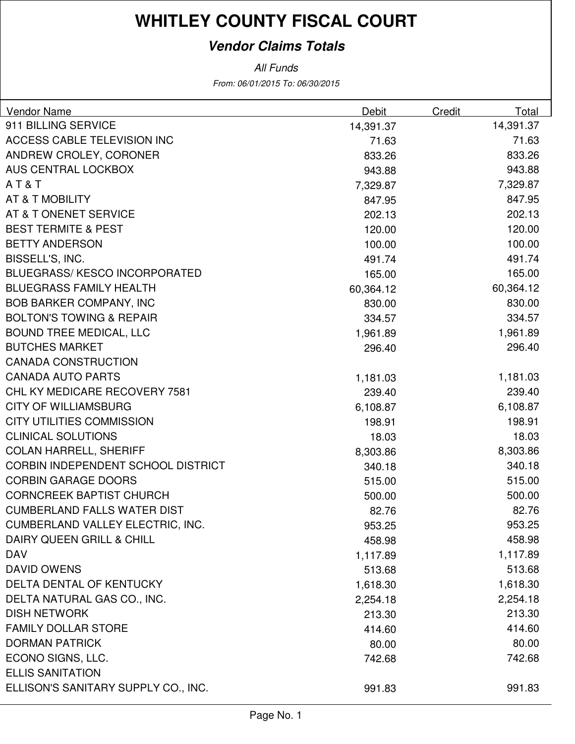# WHITLEY COUNTY FISCAL COURT

## *Vendor Claims Totals*

*All Funds*

*From: 06/01/2015 To: 06/30/2015*

| Vendor Name | Debit | Credit | Total |
|---|---|---|---|
| 911 BILLING SERVICE | 14,391.37 | | 14,391.37 |
| ACCESS CABLE TELEVISION INC | 71.63 | | 71.63 |
| ANDREW CROLEY, CORONER | 833.26 | | 833.26 |
| AUS CENTRAL LOCKBOX | 943.88 | | 943.88 |
| A T & T | 7,329.87 | | 7,329.87 |
| AT & T MOBILITY | 847.95 | | 847.95 |
| AT & T ONENET SERVICE | 202.13 | | 202.13 |
| BEST TERMITE & PEST | 120.00 | | 120.00 |
| BETTY ANDERSON | 100.00 | | 100.00 |
| BISSELL'S, INC. | 491.74 | | 491.74 |
| BLUEGRASS/ KESCO INCORPORATED | 165.00 | | 165.00 |
| BLUEGRASS FAMILY HEALTH | 60,364.12 | | 60,364.12 |
| BOB BARKER COMPANY, INC | 830.00 | | 830.00 |
| BOLTON'S TOWING & REPAIR | 334.57 | | 334.57 |
| BOUND TREE MEDICAL, LLC | 1,961.89 | | 1,961.89 |
| BUTCHES MARKET | 296.40 | | 296.40 |
| CANADA CONSTRUCTION | | | |
| CANADA AUTO PARTS | 1,181.03 | | 1,181.03 |
| CHL KY MEDICARE RECOVERY 7581 | 239.40 | | 239.40 |
| CITY OF WILLIAMSBURG | 6,108.87 | | 6,108.87 |
| CITY UTILITIES COMMISSION | 198.91 | | 198.91 |
| CLINICAL SOLUTIONS | 18.03 | | 18.03 |
| COLAN HARRELL, SHERIFF | 8,303.86 | | 8,303.86 |
| CORBIN INDEPENDENT SCHOOL DISTRICT | 340.18 | | 340.18 |
| CORBIN GARAGE DOORS | 515.00 | | 515.00 |
| CORNCREEK BAPTIST CHURCH | 500.00 | | 500.00 |
| CUMBERLAND FALLS WATER DIST | 82.76 | | 82.76 |
| CUMBERLAND VALLEY ELECTRIC, INC. | 953.25 | | 953.25 |
| DAIRY QUEEN GRILL & CHILL | 458.98 | | 458.98 |
| DAV | 1,117.89 | | 1,117.89 |
| DAVID OWENS | 513.68 | | 513.68 |
| DELTA DENTAL OF KENTUCKY | 1,618.30 | | 1,618.30 |
| DELTA NATURAL GAS CO., INC. | 2,254.18 | | 2,254.18 |
| DISH NETWORK | 213.30 | | 213.30 |
| FAMILY DOLLAR STORE | 414.60 | | 414.60 |
| DORMAN PATRICK | 80.00 | | 80.00 |
| ECONO SIGNS, LLC. | 742.68 | | 742.68 |
| ELLIS SANITATION | | | |
| ELLISON'S SANITARY SUPPLY CO., INC. | 991.83 | | 991.83 |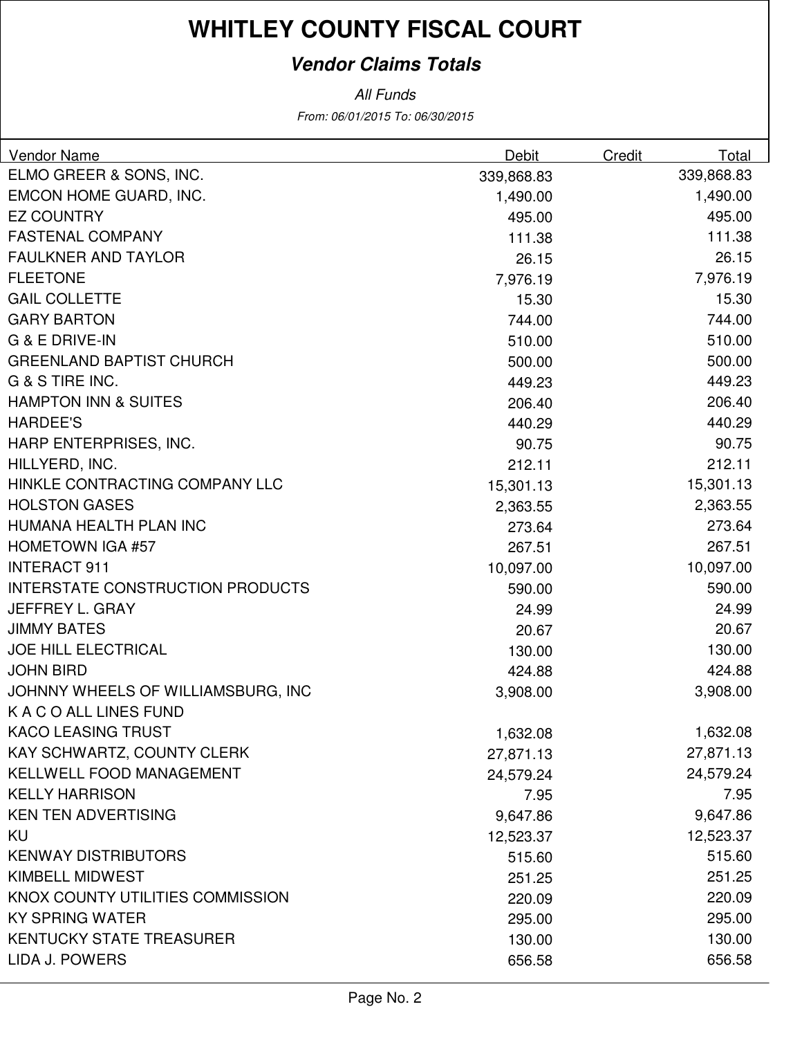# WHITLEY COUNTY FISCAL COURT

## *Vendor Claims Totals*

*All Funds*

*From: 06/01/2015 To: 06/30/2015*

| Vendor Name | Debit | Credit | Total |
|---|---|---|---|
| ELMO GREER & SONS, INC. | 339,868.83 | | 339,868.83 |
| EMCON HOME GUARD, INC. | 1,490.00 | | 1,490.00 |
| EZ COUNTRY | 495.00 | | 495.00 |
| FASTENAL COMPANY | 111.38 | | 111.38 |
| FAULKNER AND TAYLOR | 26.15 | | 26.15 |
| FLEETONE | 7,976.19 | | 7,976.19 |
| GAIL COLLETTE | 15.30 | | 15.30 |
| GARY BARTON | 744.00 | | 744.00 |
| G & E DRIVE-IN | 510.00 | | 510.00 |
| GREENLAND BAPTIST CHURCH | 500.00 | | 500.00 |
| G & S TIRE INC. | 449.23 | | 449.23 |
| HAMPTON INN & SUITES | 206.40 | | 206.40 |
| HARDEE'S | 440.29 | | 440.29 |
| HARP ENTERPRISES, INC. | 90.75 | | 90.75 |
| HILLYERD, INC. | 212.11 | | 212.11 |
| HINKLE CONTRACTING COMPANY LLC | 15,301.13 | | 15,301.13 |
| HOLSTON GASES | 2,363.55 | | 2,363.55 |
| HUMANA HEALTH PLAN INC | 273.64 | | 273.64 |
| HOMETOWN IGA #57 | 267.51 | | 267.51 |
| INTERACT 911 | 10,097.00 | | 10,097.00 |
| INTERSTATE CONSTRUCTION PRODUCTS | 590.00 | | 590.00 |
| JEFFREY L. GRAY | 24.99 | | 24.99 |
| JIMMY BATES | 20.67 | | 20.67 |
| JOE HILL ELECTRICAL | 130.00 | | 130.00 |
| JOHN BIRD | 424.88 | | 424.88 |
| JOHNNY WHEELS OF WILLIAMSBURG, INC | 3,908.00 | | 3,908.00 |
| K A C O ALL LINES FUND | | | |
| KACO LEASING TRUST | 1,632.08 | | 1,632.08 |
| KAY SCHWARTZ, COUNTY CLERK | 27,871.13 | | 27,871.13 |
| KELLWELL FOOD MANAGEMENT | 24,579.24 | | 24,579.24 |
| KELLY HARRISON | 7.95 | | 7.95 |
| KEN TEN ADVERTISING | 9,647.86 | | 9,647.86 |
| KU | 12,523.37 | | 12,523.37 |
| KENWAY DISTRIBUTORS | 515.60 | | 515.60 |
| KIMBELL MIDWEST | 251.25 | | 251.25 |
| KNOX COUNTY UTILITIES COMMISSION | 220.09 | | 220.09 |
| KY SPRING WATER | 295.00 | | 295.00 |
| KENTUCKY STATE TREASURER | 130.00 | | 130.00 |
| LIDA J. POWERS | 656.58 | | 656.58 |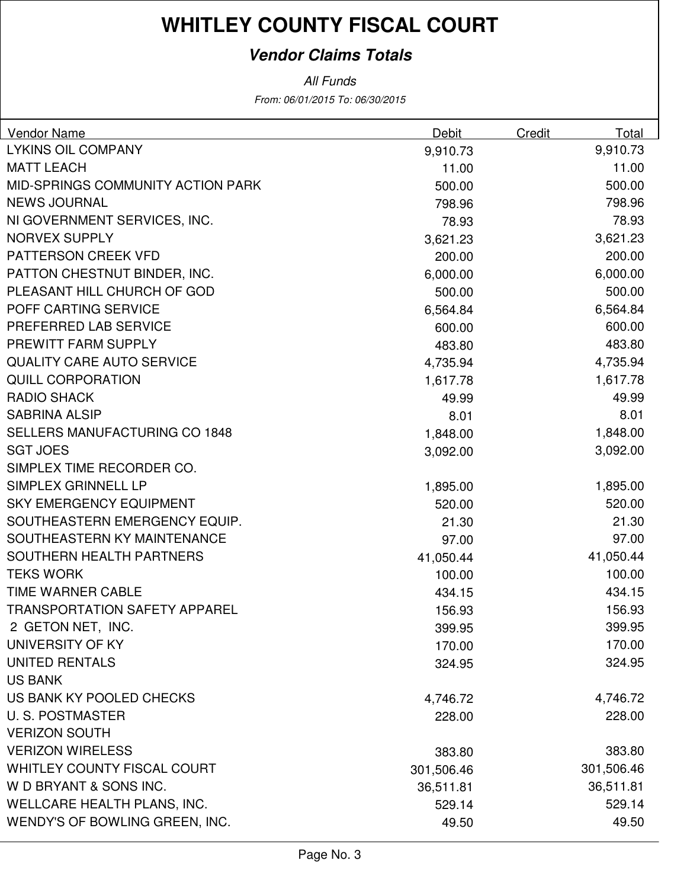# WHITLEY COUNTY FISCAL COURT

## *Vendor Claims Totals*

*All Funds*

*From: 06/01/2015 To: 06/30/2015*

| Vendor Name | Debit | Credit | Total |
|---|---|---|---|
| LYKINS OIL COMPANY | 9,910.73 | | 9,910.73 |
| MATT LEACH | 11.00 | | 11.00 |
| MID-SPRINGS COMMUNITY ACTION PARK | 500.00 | | 500.00 |
| NEWS JOURNAL | 798.96 | | 798.96 |
| NI GOVERNMENT SERVICES, INC. | 78.93 | | 78.93 |
| NORVEX SUPPLY | 3,621.23 | | 3,621.23 |
| PATTERSON CREEK VFD | 200.00 | | 200.00 |
| PATTON CHESTNUT BINDER, INC. | 6,000.00 | | 6,000.00 |
| PLEASANT HILL CHURCH OF GOD | 500.00 | | 500.00 |
| POFF CARTING SERVICE | 6,564.84 | | 6,564.84 |
| PREFERRED LAB SERVICE | 600.00 | | 600.00 |
| PREWITT FARM SUPPLY | 483.80 | | 483.80 |
| QUALITY CARE AUTO SERVICE | 4,735.94 | | 4,735.94 |
| QUILL CORPORATION | 1,617.78 | | 1,617.78 |
| RADIO SHACK | 49.99 | | 49.99 |
| SABRINA ALSIP | 8.01 | | 8.01 |
| SELLERS MANUFACTURING CO 1848 | 1,848.00 | | 1,848.00 |
| SGT JOES | 3,092.00 | | 3,092.00 |
| SIMPLEX TIME RECORDER CO. | | | |
| SIMPLEX GRINNELL LP | 1,895.00 | | 1,895.00 |
| SKY EMERGENCY EQUIPMENT | 520.00 | | 520.00 |
| SOUTHEASTERN EMERGENCY EQUIP. | 21.30 | | 21.30 |
| SOUTHEASTERN KY MAINTENANCE | 97.00 | | 97.00 |
| SOUTHERN HEALTH PARTNERS | 41,050.44 | | 41,050.44 |
| TEKS WORK | 100.00 | | 100.00 |
| TIME WARNER CABLE | 434.15 | | 434.15 |
| TRANSPORTATION SAFETY APPAREL | 156.93 | | 156.93 |
| 2 GETON NET, INC. | 399.95 | | 399.95 |
| UNIVERSITY OF KY | 170.00 | | 170.00 |
| UNITED RENTALS | 324.95 | | 324.95 |
| US BANK | | | |
| US BANK KY POOLED CHECKS | 4,746.72 | | 4,746.72 |
| U. S. POSTMASTER | 228.00 | | 228.00 |
| VERIZON SOUTH | | | |
| VERIZON WIRELESS | 383.80 | | 383.80 |
| WHITLEY COUNTY FISCAL COURT | 301,506.46 | | 301,506.46 |
| W D BRYANT & SONS INC. | 36,511.81 | | 36,511.81 |
| WELLCARE HEALTH PLANS, INC. | 529.14 | | 529.14 |
| WENDY'S OF BOWLING GREEN, INC. | 49.50 | | 49.50 |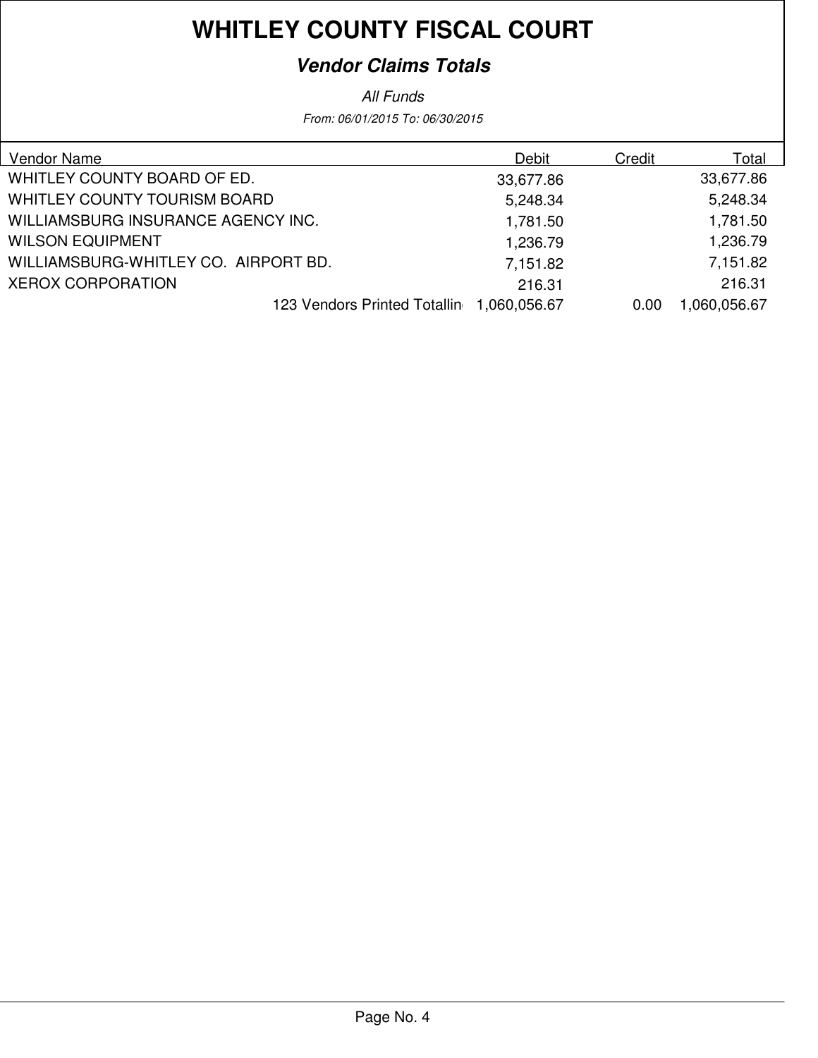# WHITLEY COUNTY FISCAL COURT

## *Vendor Claims Totals*

*All Funds*

*From: 06/01/2015 To: 06/30/2015*

| Vendor Name | Debit | Credit | Total |
|---|---|---|---|
| WHITLEY COUNTY BOARD OF ED. | 33,677.86 | | 33,677.86 |
| WHITLEY COUNTY TOURISM BOARD | 5,248.34 | | 5,248.34 |
| WILLIAMSBURG INSURANCE AGENCY INC. | 1,781.50 | | 1,781.50 |
| WILSON EQUIPMENT | 1,236.79 | | 1,236.79 |
| WILLIAMSBURG-WHITLEY CO. AIRPORT BD. | 7,151.82 | | 7,151.82 |
| XEROX CORPORATION | 216.31 | | 216.31 |
| 123 Vendors Printed Totallin | 1,060,056.67 | 0.00 | 1,060,056.67 |